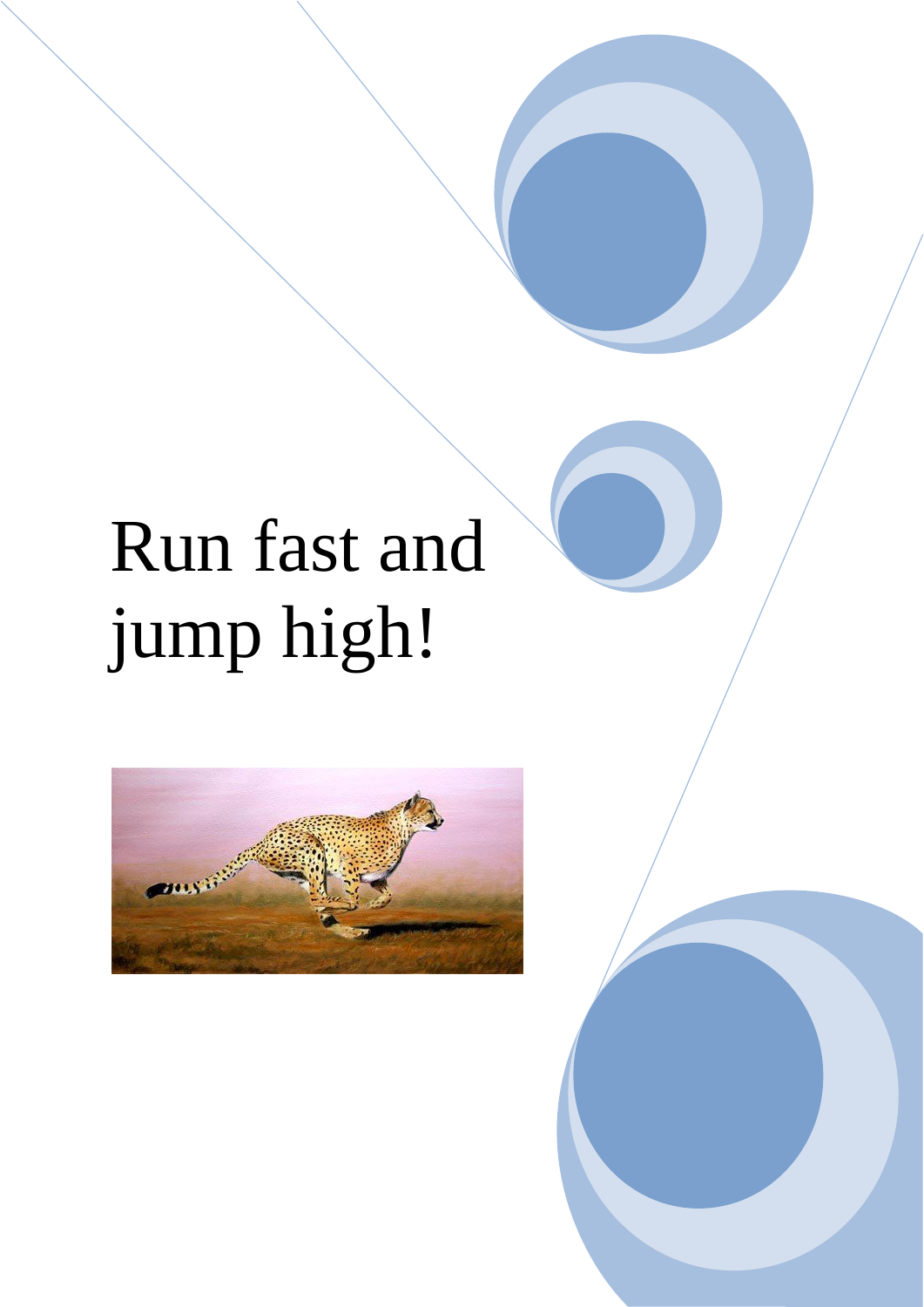# Run fast and jump high!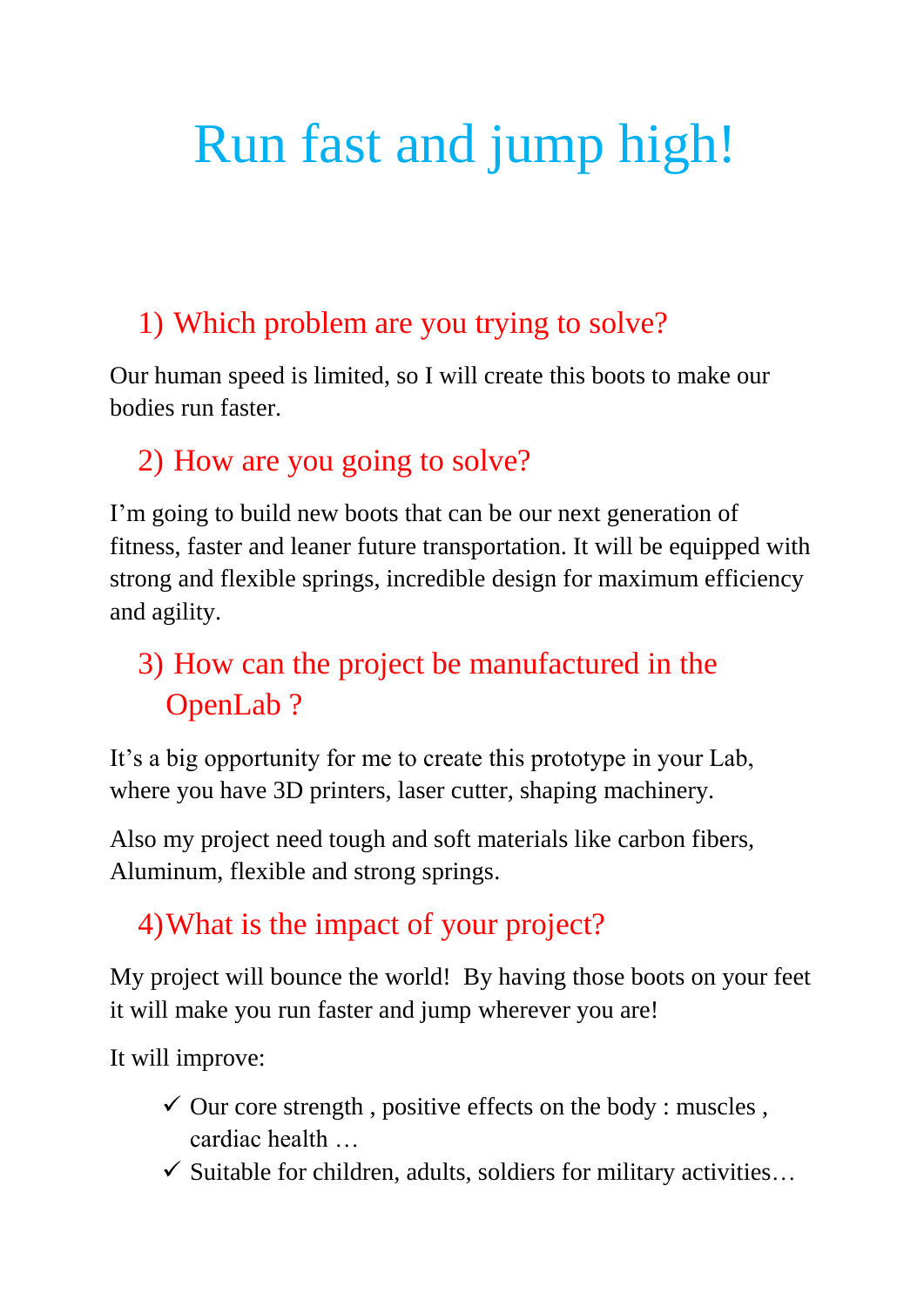# Run fast and jump high!

## 1) Which problem are you trying to solve?

Our human speed is limited, so I will create this boots to make our bodies run faster.

## 2) How are you going to solve?

I'm going to build new boots that can be our next generation of fitness, faster and leaner future transportation. It will be equipped with strong and flexible springs, incredible design for maximum efficiency and agility.

## 3) How can the project be manufactured in the OpenLab ?

It's a big opportunity for me to create this prototype in your Lab, where you have 3D printers, laser cutter, shaping machinery.

Also my project need tough and soft materials like carbon fibers, Aluminum, flexible and strong springs.

## 4)What is the impact of your project?

My project will bounce the world! By having those boots on your feet it will make you run faster and jump wherever you are!

It will improve:

- ✓ Our core strength , positive effects on the body : muscles , cardiac health …
- ✓ Suitable for children, adults, soldiers for military activities…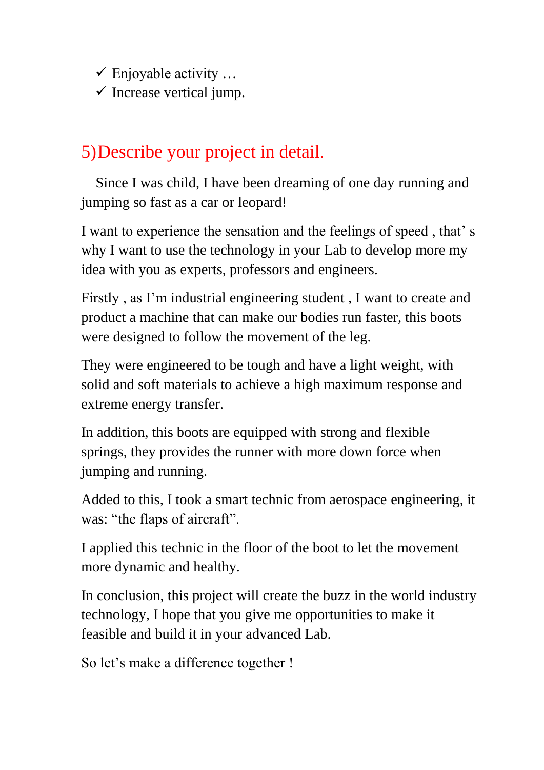- ✓ Enjoyable activity …
- ✓ Increase vertical jump.

## 5)Describe your project in detail.

Since I was child, I have been dreaming of one day running and jumping so fast as a car or leopard!

I want to experience the sensation and the feelings of speed , that' s why I want to use the technology in your Lab to develop more my idea with you as experts, professors and engineers.

Firstly , as I'm industrial engineering student , I want to create and product a machine that can make our bodies run faster, this boots were designed to follow the movement of the leg.

They were engineered to be tough and have a light weight, with solid and soft materials to achieve a high maximum response and extreme energy transfer.

In addition, this boots are equipped with strong and flexible springs, they provides the runner with more down force when jumping and running.

Added to this, I took a smart technic from aerospace engineering, it was: "the flaps of aircraft".

I applied this technic in the floor of the boot to let the movement more dynamic and healthy.

In conclusion, this project will create the buzz in the world industry technology, I hope that you give me opportunities to make it feasible and build it in your advanced Lab.

So let's make a difference together !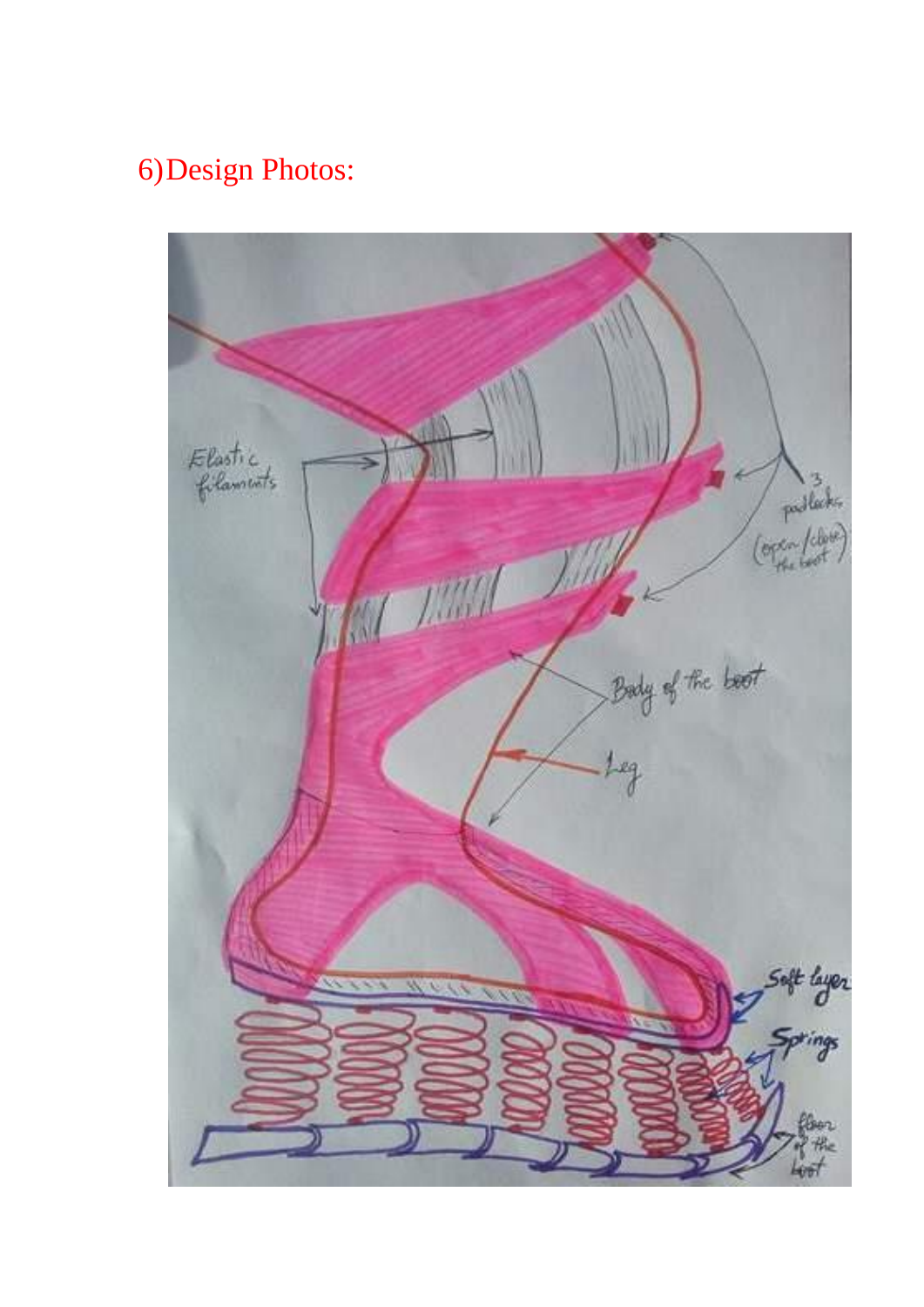## 6) Design Photos: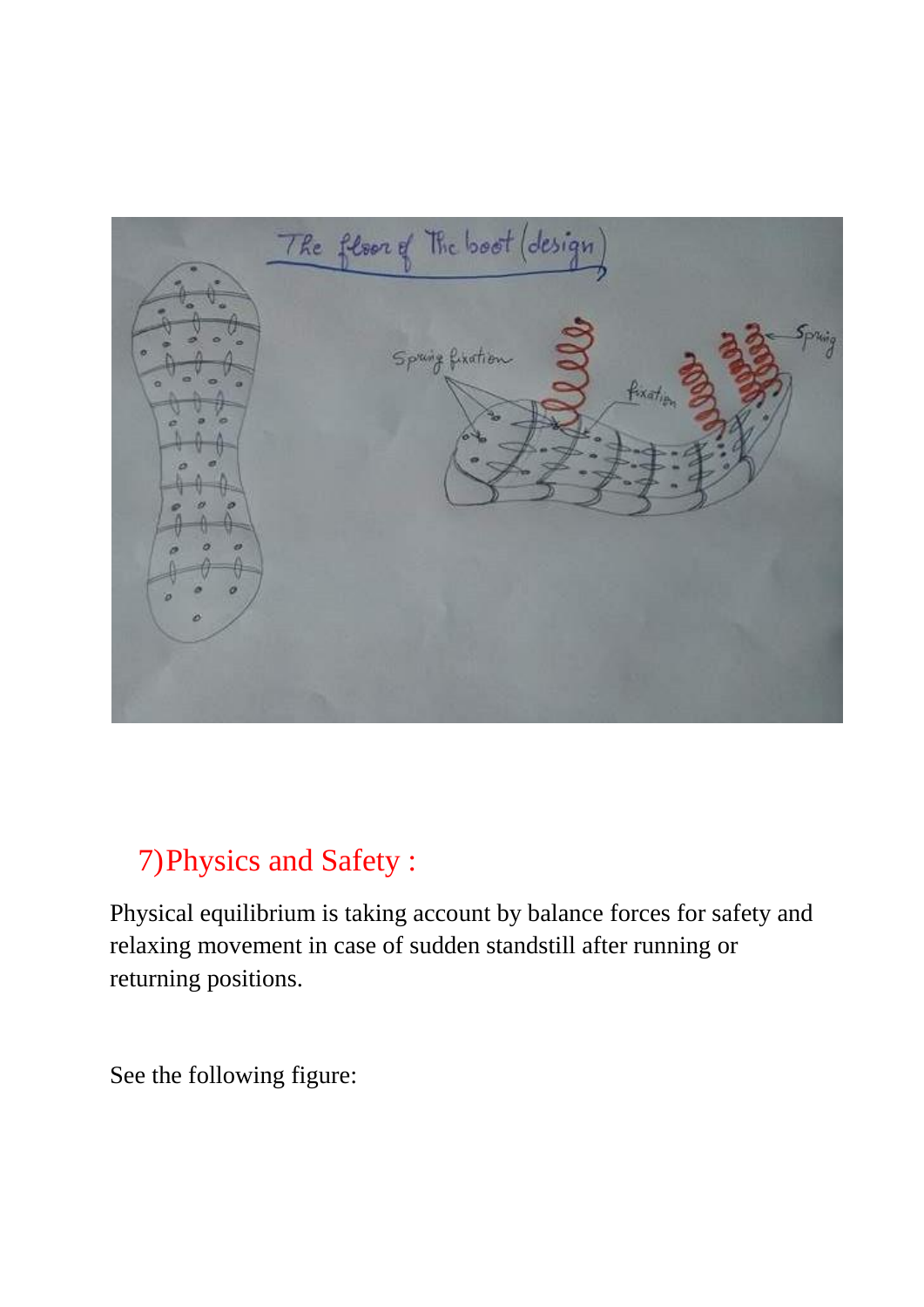## 7)Physics and Safety :

Physical equilibrium is taking account by balance forces for safety and relaxing movement in case of sudden standstill after running or returning positions.

See the following figure: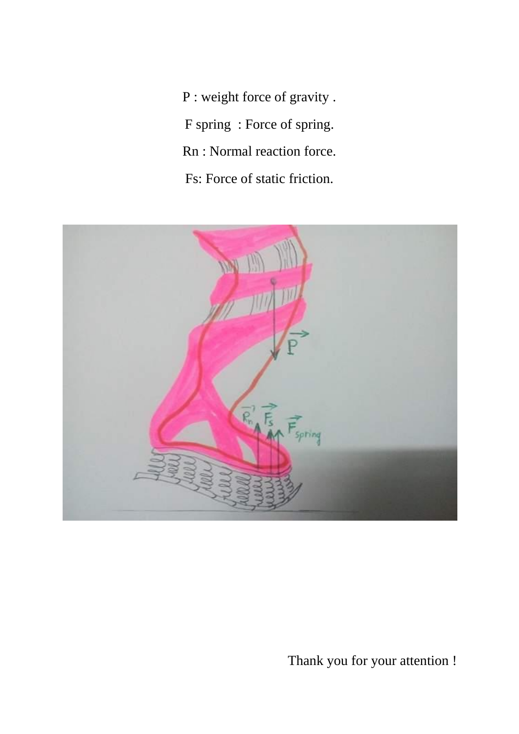P : weight force of gravity .

F spring : Force of spring.

Rn : Normal reaction force.

Fs: Force of static friction.

Thank you for your attention !